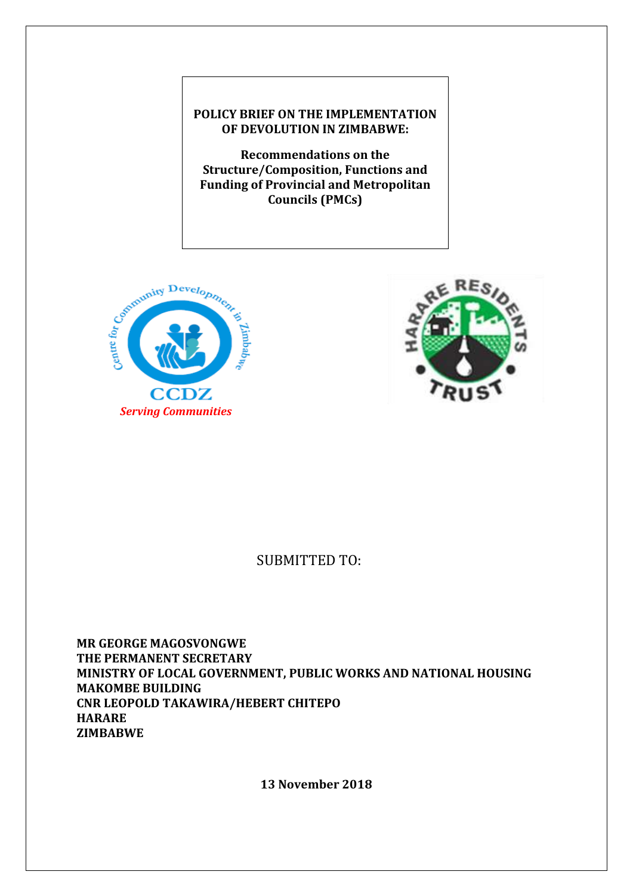# POLICY BRIEF ON THE IMPLEMENTATION OF DEVOLUTION IN ZIMBABWE:

## Recommendations on the Structure/Composition, Functions and Funding of Provincial and Metropolitan Councils (PMCs)

Centre for Community Development in Zimbabwe

CCDZ

*Serving Communities*

HARARE RESIDENTS TRUST

SUBMITTED TO:

**MR GEORGE MAGOSVONGWE**
**THE PERMANENT SECRETARY**
**MINISTRY OF LOCAL GOVERNMENT, PUBLIC WORKS AND NATIONAL HOUSING**
**MAKOMBE BUILDING**
**CNR LEOPOLD TAKAWIRA/HEBERT CHITEPO**
**HARARE**
**ZIMBABWE**

**13 November 2018**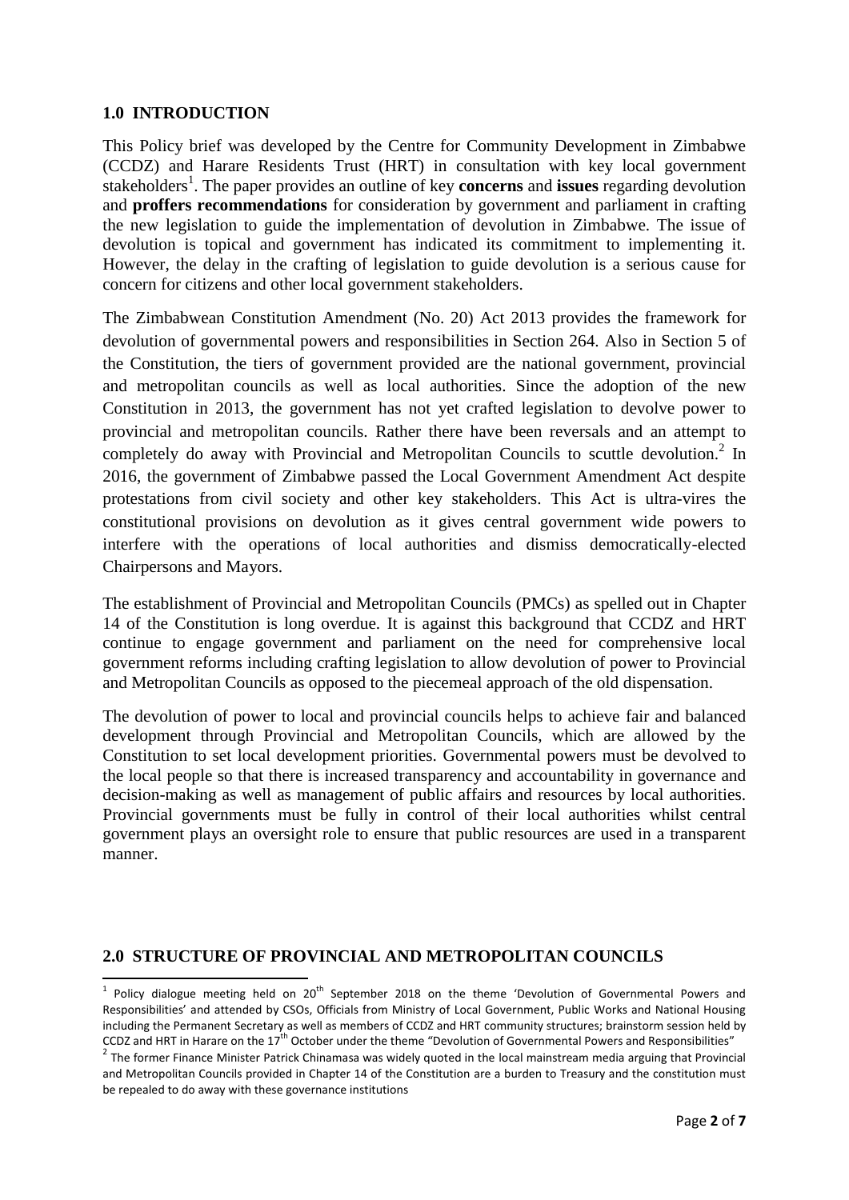## 1.0 INTRODUCTION

This Policy brief was developed by the Centre for Community Development in Zimbabwe (CCDZ) and Harare Residents Trust (HRT) in consultation with key local government stakeholders[1]. The paper provides an outline of key **concerns** and **issues** regarding devolution and **proffers recommendations** for consideration by government and parliament in crafting the new legislation to guide the implementation of devolution in Zimbabwe. The issue of devolution is topical and government has indicated its commitment to implementing it. However, the delay in the crafting of legislation to guide devolution is a serious cause for concern for citizens and other local government stakeholders.

The Zimbabwean Constitution Amendment (No. 20) Act 2013 provides the framework for devolution of governmental powers and responsibilities in Section 264. Also in Section 5 of the Constitution, the tiers of government provided are the national government, provincial and metropolitan councils as well as local authorities. Since the adoption of the new Constitution in 2013, the government has not yet crafted legislation to devolve power to provincial and metropolitan councils. Rather there have been reversals and an attempt to completely do away with Provincial and Metropolitan Councils to scuttle devolution.[2] In 2016, the government of Zimbabwe passed the Local Government Amendment Act despite protestations from civil society and other key stakeholders. This Act is ultra-vires the constitutional provisions on devolution as it gives central government wide powers to interfere with the operations of local authorities and dismiss democratically-elected Chairpersons and Mayors.

The establishment of Provincial and Metropolitan Councils (PMCs) as spelled out in Chapter 14 of the Constitution is long overdue. It is against this background that CCDZ and HRT continue to engage government and parliament on the need for comprehensive local government reforms including crafting legislation to allow devolution of power to Provincial and Metropolitan Councils as opposed to the piecemeal approach of the old dispensation.

The devolution of power to local and provincial councils helps to achieve fair and balanced development through Provincial and Metropolitan Councils, which are allowed by the Constitution to set local development priorities. Governmental powers must be devolved to the local people so that there is increased transparency and accountability in governance and decision-making as well as management of public affairs and resources by local authorities. Provincial governments must be fully in control of their local authorities whilst central government plays an oversight role to ensure that public resources are used in a transparent manner.

## 2.0 STRUCTURE OF PROVINCIAL AND METROPOLITAN COUNCILS

[1] Policy dialogue meeting held on 20th September 2018 on the theme 'Devolution of Governmental Powers and Responsibilities' and attended by CSOs, Officials from Ministry of Local Government, Public Works and National Housing including the Permanent Secretary as well as members of CCDZ and HRT community structures; brainstorm session held by CCDZ and HRT in Harare on the 17th October under the theme "Devolution of Governmental Powers and Responsibilities"

[2] The former Finance Minister Patrick Chinamasa was widely quoted in the local mainstream media arguing that Provincial and Metropolitan Councils provided in Chapter 14 of the Constitution are a burden to Treasury and the constitution must be repealed to do away with these governance institutions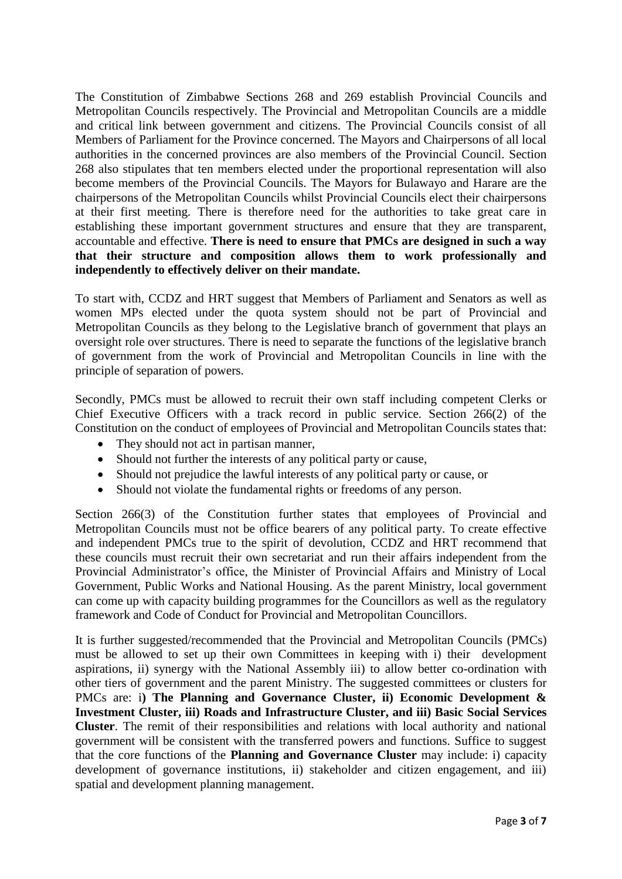The Constitution of Zimbabwe Sections 268 and 269 establish Provincial Councils and Metropolitan Councils respectively. The Provincial and Metropolitan Councils are a middle and critical link between government and citizens. The Provincial Councils consist of all Members of Parliament for the Province concerned. The Mayors and Chairpersons of all local authorities in the concerned provinces are also members of the Provincial Council. Section 268 also stipulates that ten members elected under the proportional representation will also become members of the Provincial Councils. The Mayors for Bulawayo and Harare are the chairpersons of the Metropolitan Councils whilst Provincial Councils elect their chairpersons at their first meeting. There is therefore need for the authorities to take great care in establishing these important government structures and ensure that they are transparent, accountable and effective. **There is need to ensure that PMCs are designed in such a way that their structure and composition allows them to work professionally and independently to effectively deliver on their mandate.**

To start with, CCDZ and HRT suggest that Members of Parliament and Senators as well as women MPs elected under the quota system should not be part of Provincial and Metropolitan Councils as they belong to the Legislative branch of government that plays an oversight role over structures. There is need to separate the functions of the legislative branch of government from the work of Provincial and Metropolitan Councils in line with the principle of separation of powers.

Secondly, PMCs must be allowed to recruit their own staff including competent Clerks or Chief Executive Officers with a track record in public service. Section 266(2) of the Constitution on the conduct of employees of Provincial and Metropolitan Councils states that:

- They should not act in partisan manner,
- Should not further the interests of any political party or cause,
- Should not prejudice the lawful interests of any political party or cause, or
- Should not violate the fundamental rights or freedoms of any person.

Section 266(3) of the Constitution further states that employees of Provincial and Metropolitan Councils must not be office bearers of any political party. To create effective and independent PMCs true to the spirit of devolution, CCDZ and HRT recommend that these councils must recruit their own secretariat and run their affairs independent from the Provincial Administrator's office, the Minister of Provincial Affairs and Ministry of Local Government, Public Works and National Housing. As the parent Ministry, local government can come up with capacity building programmes for the Councillors as well as the regulatory framework and Code of Conduct for Provincial and Metropolitan Councillors.

It is further suggested/recommended that the Provincial and Metropolitan Councils (PMCs) must be allowed to set up their own Committees in keeping with i) their development aspirations, ii) synergy with the National Assembly iii) to allow better co-ordination with other tiers of government and the parent Ministry. The suggested committees or clusters for PMCs are: i**) The Planning and Governance Cluster, ii) Economic Development & Investment Cluster, iii) Roads and Infrastructure Cluster, and iii) Basic Social Services Cluster**. The remit of their responsibilities and relations with local authority and national government will be consistent with the transferred powers and functions. Suffice to suggest that the core functions of the **Planning and Governance Cluster** may include: i) capacity development of governance institutions, ii) stakeholder and citizen engagement, and iii) spatial and development planning management.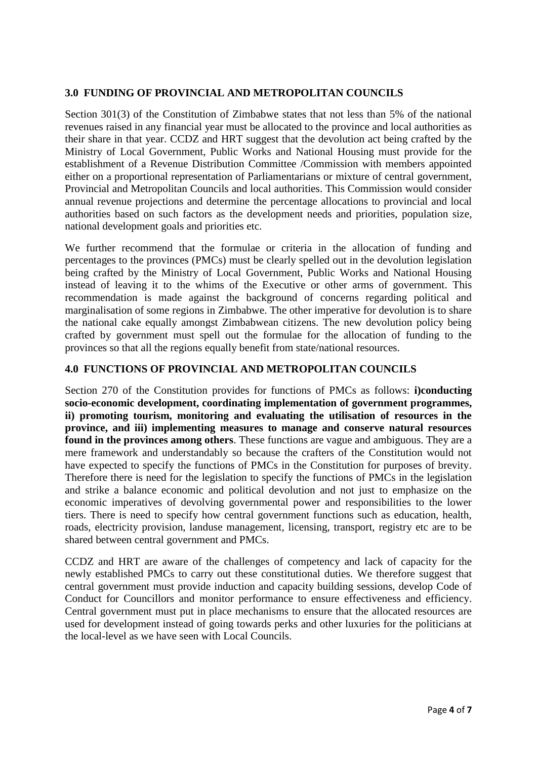## 3.0 FUNDING OF PROVINCIAL AND METROPOLITAN COUNCILS

Section 301(3) of the Constitution of Zimbabwe states that not less than 5% of the national revenues raised in any financial year must be allocated to the province and local authorities as their share in that year. CCDZ and HRT suggest that the devolution act being crafted by the Ministry of Local Government, Public Works and National Housing must provide for the establishment of a Revenue Distribution Committee /Commission with members appointed either on a proportional representation of Parliamentarians or mixture of central government, Provincial and Metropolitan Councils and local authorities. This Commission would consider annual revenue projections and determine the percentage allocations to provincial and local authorities based on such factors as the development needs and priorities, population size, national development goals and priorities etc.

We further recommend that the formulae or criteria in the allocation of funding and percentages to the provinces (PMCs) must be clearly spelled out in the devolution legislation being crafted by the Ministry of Local Government, Public Works and National Housing instead of leaving it to the whims of the Executive or other arms of government. This recommendation is made against the background of concerns regarding political and marginalisation of some regions in Zimbabwe. The other imperative for devolution is to share the national cake equally amongst Zimbabwean citizens. The new devolution policy being crafted by government must spell out the formulae for the allocation of funding to the provinces so that all the regions equally benefit from state/national resources.

## 4.0 FUNCTIONS OF PROVINCIAL AND METROPOLITAN COUNCILS

Section 270 of the Constitution provides for functions of PMCs as follows: **i)conducting socio-economic development, coordinating implementation of government programmes, ii) promoting tourism, monitoring and evaluating the utilisation of resources in the province, and iii) implementing measures to manage and conserve natural resources found in the provinces among others**. These functions are vague and ambiguous. They are a mere framework and understandably so because the crafters of the Constitution would not have expected to specify the functions of PMCs in the Constitution for purposes of brevity. Therefore there is need for the legislation to specify the functions of PMCs in the legislation and strike a balance economic and political devolution and not just to emphasize on the economic imperatives of devolving governmental power and responsibilities to the lower tiers. There is need to specify how central government functions such as education, health, roads, electricity provision, landuse management, licensing, transport, registry etc are to be shared between central government and PMCs.

CCDZ and HRT are aware of the challenges of competency and lack of capacity for the newly established PMCs to carry out these constitutional duties. We therefore suggest that central government must provide induction and capacity building sessions, develop Code of Conduct for Councillors and monitor performance to ensure effectiveness and efficiency. Central government must put in place mechanisms to ensure that the allocated resources are used for development instead of going towards perks and other luxuries for the politicians at the local-level as we have seen with Local Councils.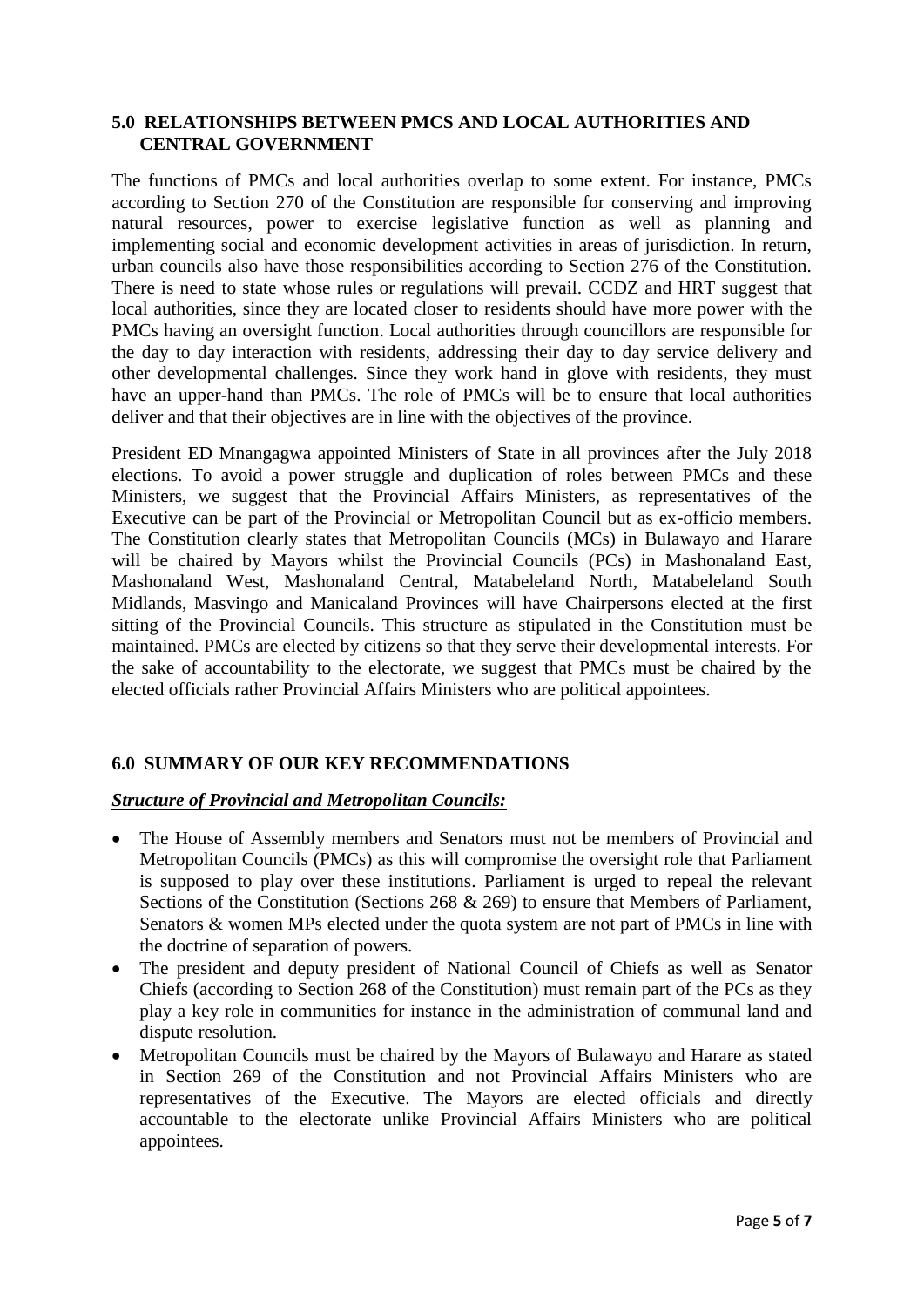## 5.0 RELATIONSHIPS BETWEEN PMCS AND LOCAL AUTHORITIES AND CENTRAL GOVERNMENT

The functions of PMCs and local authorities overlap to some extent. For instance, PMCs according to Section 270 of the Constitution are responsible for conserving and improving natural resources, power to exercise legislative function as well as planning and implementing social and economic development activities in areas of jurisdiction. In return, urban councils also have those responsibilities according to Section 276 of the Constitution. There is need to state whose rules or regulations will prevail. CCDZ and HRT suggest that local authorities, since they are located closer to residents should have more power with the PMCs having an oversight function. Local authorities through councillors are responsible for the day to day interaction with residents, addressing their day to day service delivery and other developmental challenges. Since they work hand in glove with residents, they must have an upper-hand than PMCs. The role of PMCs will be to ensure that local authorities deliver and that their objectives are in line with the objectives of the province.

President ED Mnangagwa appointed Ministers of State in all provinces after the July 2018 elections. To avoid a power struggle and duplication of roles between PMCs and these Ministers, we suggest that the Provincial Affairs Ministers, as representatives of the Executive can be part of the Provincial or Metropolitan Council but as ex-officio members. The Constitution clearly states that Metropolitan Councils (MCs) in Bulawayo and Harare will be chaired by Mayors whilst the Provincial Councils (PCs) in Mashonaland East, Mashonaland West, Mashonaland Central, Matabeleland North, Matabeleland South Midlands, Masvingo and Manicaland Provinces will have Chairpersons elected at the first sitting of the Provincial Councils. This structure as stipulated in the Constitution must be maintained. PMCs are elected by citizens so that they serve their developmental interests. For the sake of accountability to the electorate, we suggest that PMCs must be chaired by the elected officials rather Provincial Affairs Ministers who are political appointees.

## 6.0 SUMMARY OF OUR KEY RECOMMENDATIONS

***Structure of Provincial and Metropolitan Councils:***

- The House of Assembly members and Senators must not be members of Provincial and Metropolitan Councils (PMCs) as this will compromise the oversight role that Parliament is supposed to play over these institutions. Parliament is urged to repeal the relevant Sections of the Constitution (Sections 268 & 269) to ensure that Members of Parliament, Senators & women MPs elected under the quota system are not part of PMCs in line with the doctrine of separation of powers.
- The president and deputy president of National Council of Chiefs as well as Senator Chiefs (according to Section 268 of the Constitution) must remain part of the PCs as they play a key role in communities for instance in the administration of communal land and dispute resolution.
- Metropolitan Councils must be chaired by the Mayors of Bulawayo and Harare as stated in Section 269 of the Constitution and not Provincial Affairs Ministers who are representatives of the Executive. The Mayors are elected officials and directly accountable to the electorate unlike Provincial Affairs Ministers who are political appointees.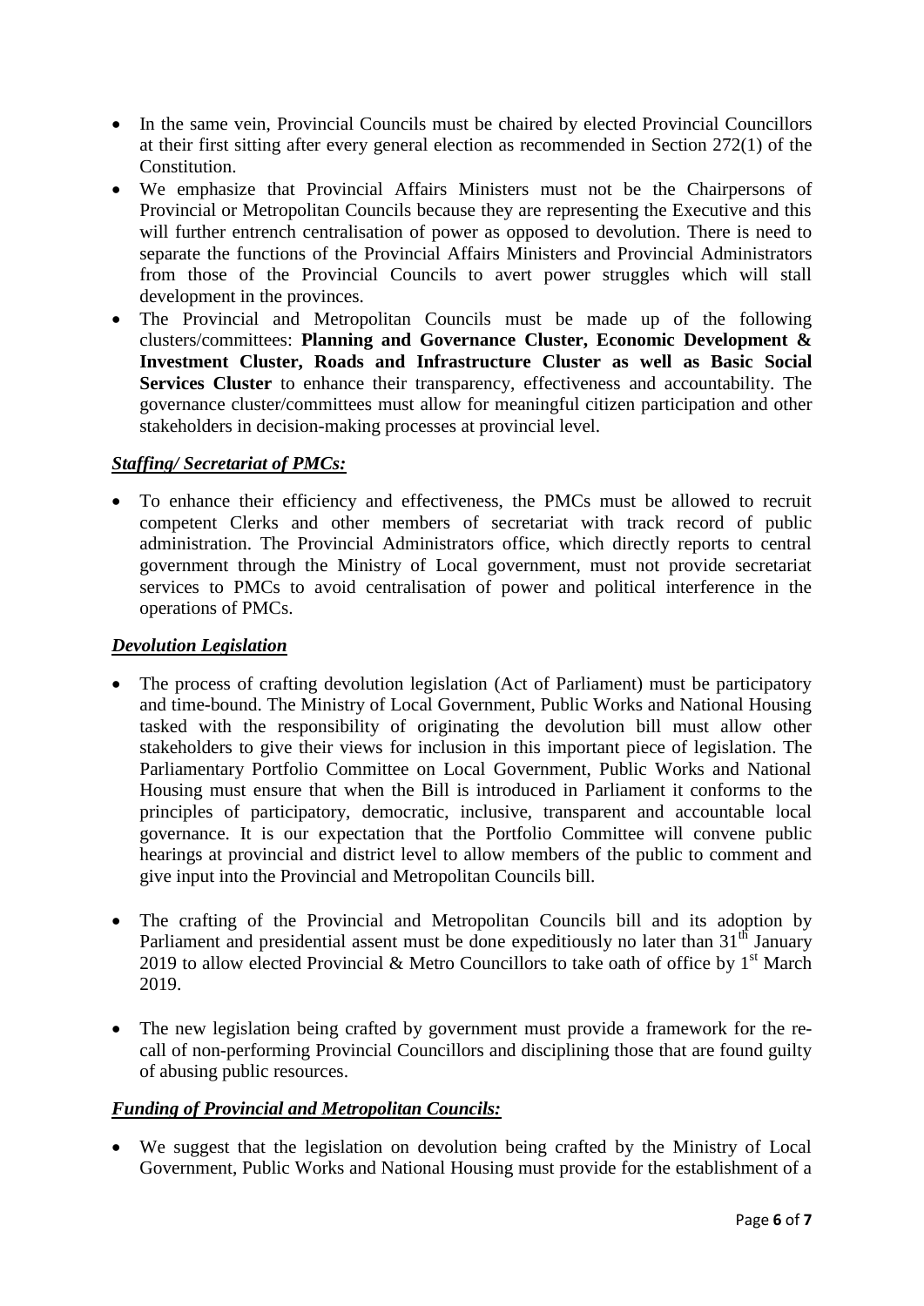- In the same vein, Provincial Councils must be chaired by elected Provincial Councillors at their first sitting after every general election as recommended in Section 272(1) of the Constitution.
- We emphasize that Provincial Affairs Ministers must not be the Chairpersons of Provincial or Metropolitan Councils because they are representing the Executive and this will further entrench centralisation of power as opposed to devolution. There is need to separate the functions of the Provincial Affairs Ministers and Provincial Administrators from those of the Provincial Councils to avert power struggles which will stall development in the provinces.
- The Provincial and Metropolitan Councils must be made up of the following clusters/committees: **Planning and Governance Cluster, Economic Development & Investment Cluster, Roads and Infrastructure Cluster as well as Basic Social Services Cluster** to enhance their transparency, effectiveness and accountability. The governance cluster/committees must allow for meaningful citizen participation and other stakeholders in decision-making processes at provincial level.

***Staffing/ Secretariat of PMCs:***

- To enhance their efficiency and effectiveness, the PMCs must be allowed to recruit competent Clerks and other members of secretariat with track record of public administration. The Provincial Administrators office, which directly reports to central government through the Ministry of Local government, must not provide secretariat services to PMCs to avoid centralisation of power and political interference in the operations of PMCs.

***Devolution Legislation***

- The process of crafting devolution legislation (Act of Parliament) must be participatory and time-bound. The Ministry of Local Government, Public Works and National Housing tasked with the responsibility of originating the devolution bill must allow other stakeholders to give their views for inclusion in this important piece of legislation. The Parliamentary Portfolio Committee on Local Government, Public Works and National Housing must ensure that when the Bill is introduced in Parliament it conforms to the principles of participatory, democratic, inclusive, transparent and accountable local governance. It is our expectation that the Portfolio Committee will convene public hearings at provincial and district level to allow members of the public to comment and give input into the Provincial and Metropolitan Councils bill.

- The crafting of the Provincial and Metropolitan Councils bill and its adoption by Parliament and presidential assent must be done expeditiously no later than 31st January 2019 to allow elected Provincial & Metro Councillors to take oath of office by 1st March 2019.

- The new legislation being crafted by government must provide a framework for the re-call of non-performing Provincial Councillors and disciplining those that are found guilty of abusing public resources.

***Funding of Provincial and Metropolitan Councils:***

- We suggest that the legislation on devolution being crafted by the Ministry of Local Government, Public Works and National Housing must provide for the establishment of a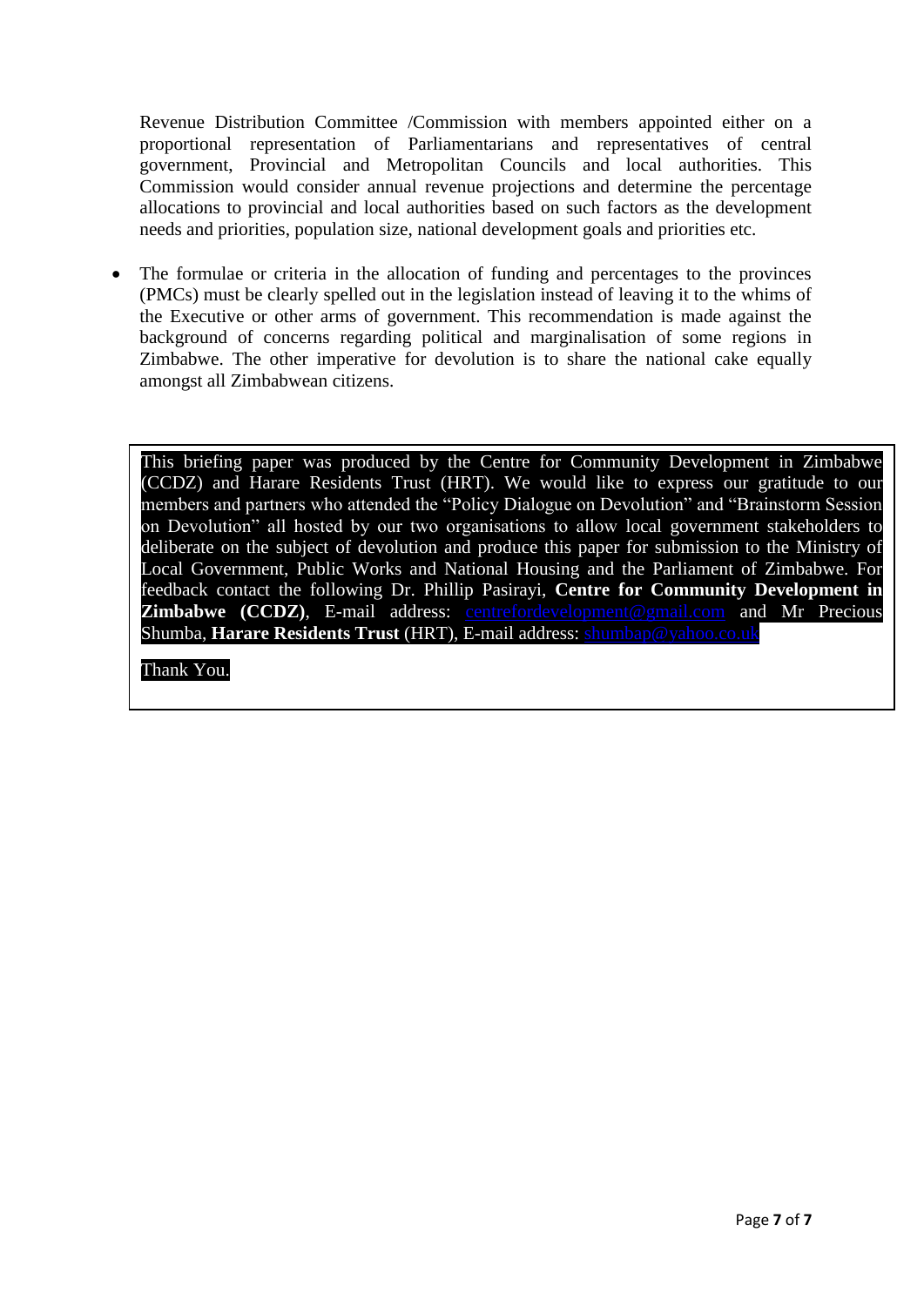Revenue Distribution Committee /Commission with members appointed either on a proportional representation of Parliamentarians and representatives of central government, Provincial and Metropolitan Councils and local authorities. This Commission would consider annual revenue projections and determine the percentage allocations to provincial and local authorities based on such factors as the development needs and priorities, population size, national development goals and priorities etc.

- The formulae or criteria in the allocation of funding and percentages to the provinces (PMCs) must be clearly spelled out in the legislation instead of leaving it to the whims of the Executive or other arms of government. This recommendation is made against the background of concerns regarding political and marginalisation of some regions in Zimbabwe. The other imperative for devolution is to share the national cake equally amongst all Zimbabwean citizens.

This briefing paper was produced by the Centre for Community Development in Zimbabwe (CCDZ) and Harare Residents Trust (HRT). We would like to express our gratitude to our members and partners who attended the "Policy Dialogue on Devolution" and "Brainstorm Session on Devolution" all hosted by our two organisations to allow local government stakeholders to deliberate on the subject of devolution and produce this paper for submission to the Ministry of Local Government, Public Works and National Housing and the Parliament of Zimbabwe. For feedback contact the following Dr. Phillip Pasirayi, **Centre for Community Development in Zimbabwe (CCDZ)**, E-mail address: centrefordevelopment@gmail.com and Mr Precious Shumba, **Harare Residents Trust** (HRT), E-mail address: shumbap@yahoo.co.uk

Thank You.